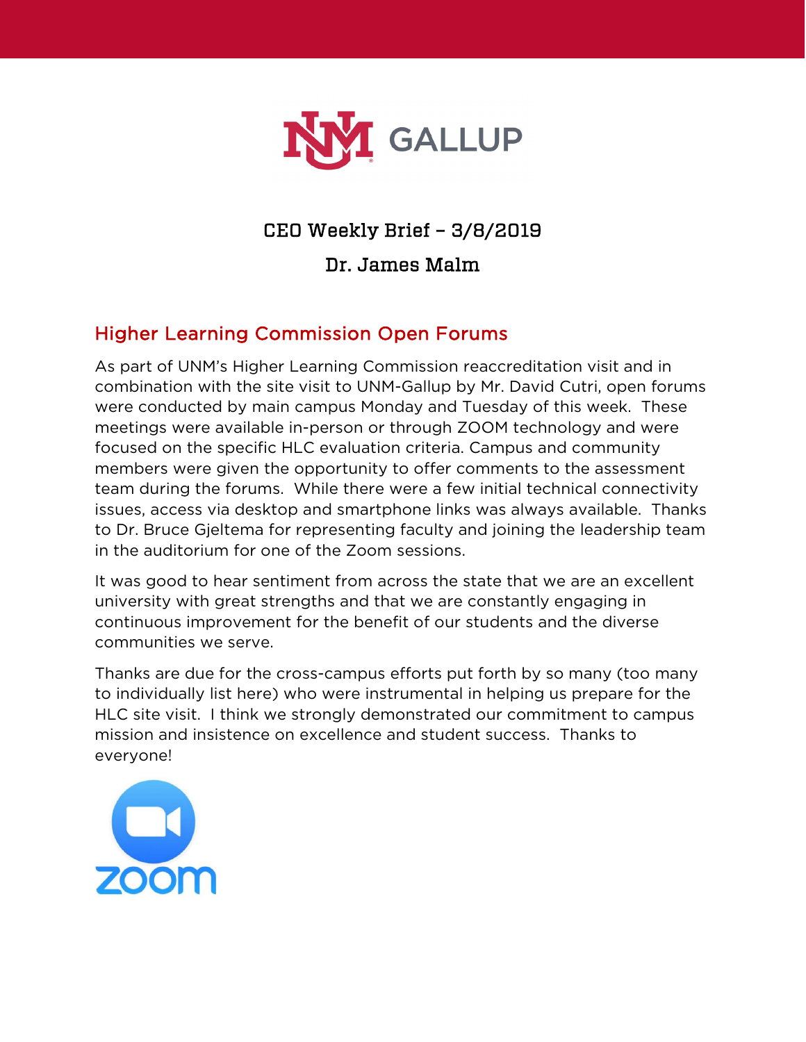# CEO Weekly Brief – 3/8/2019

## Dr. James Malm

### Higher Learning Commission Open Forums

As part of UNM's Higher Learning Commission reaccreditation visit and in combination with the site visit to UNM-Gallup by Mr. David Cutri, open forums were conducted by main campus Monday and Tuesday of this week. These meetings were available in-person or through ZOOM technology and were focused on the specific HLC evaluation criteria. Campus and community members were given the opportunity to offer comments to the assessment team during the forums. While there were a few initial technical connectivity issues, access via desktop and smartphone links was always available. Thanks to Dr. Bruce Gjeltema for representing faculty and joining the leadership team in the auditorium for one of the Zoom sessions.

It was good to hear sentiment from across the state that we are an excellent university with great strengths and that we are constantly engaging in continuous improvement for the benefit of our students and the diverse communities we serve.

Thanks are due for the cross-campus efforts put forth by so many (too many to individually list here) who were instrumental in helping us prepare for the HLC site visit. I think we strongly demonstrated our commitment to campus mission and insistence on excellence and student success. Thanks to everyone!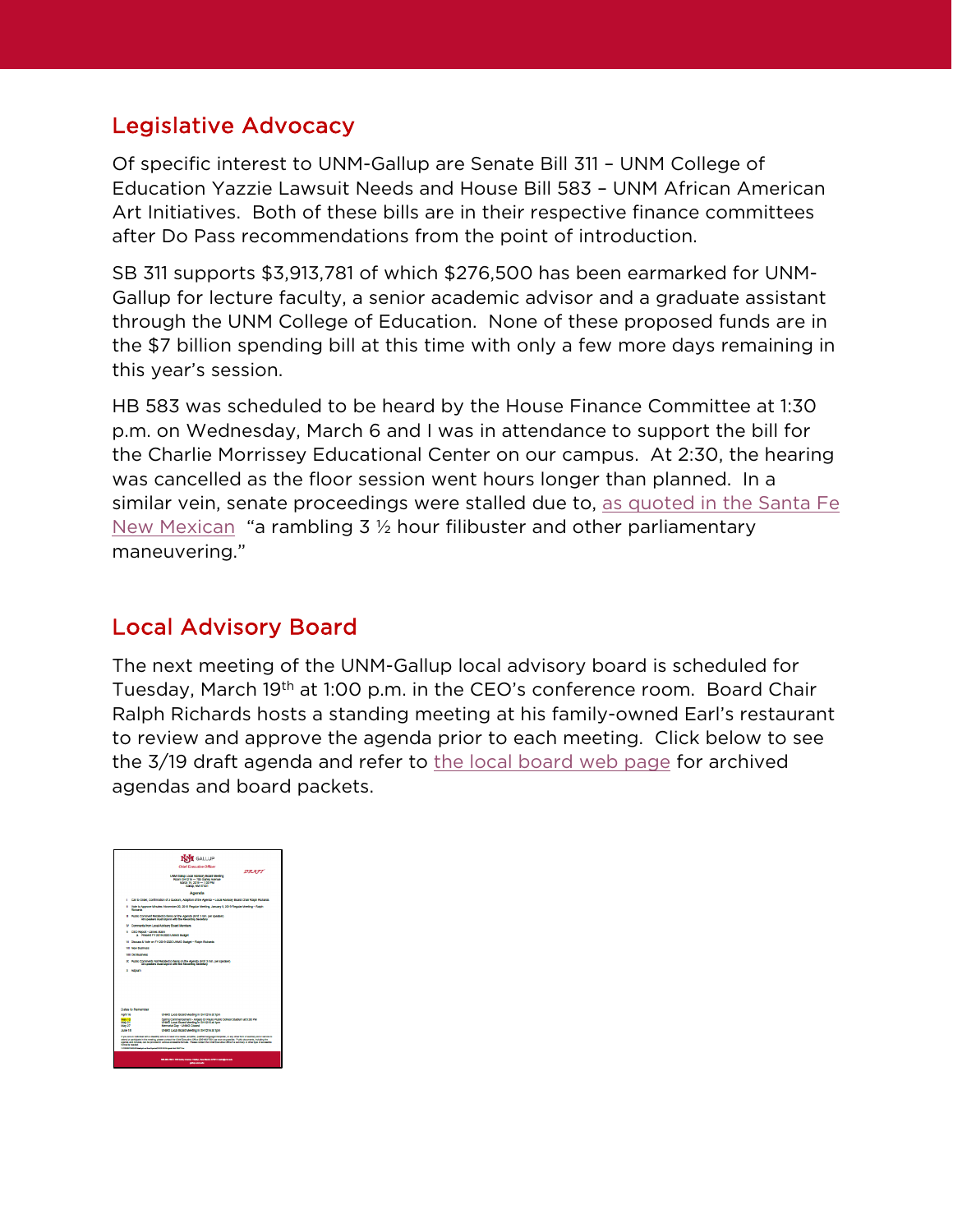## Legislative Advocacy

Of specific interest to UNM-Gallup are Senate Bill 311 – UNM College of Education Yazzie Lawsuit Needs and House Bill 583 – UNM African American Art Initiatives. Both of these bills are in their respective finance committees after Do Pass recommendations from the point of introduction.

SB 311 supports $3,913,781 of which $276,500 has been earmarked for UNM-Gallup for lecture faculty, a senior academic advisor and a graduate assistant through the UNM College of Education. None of these proposed funds are in the $7 billion spending bill at this time with only a few more days remaining in this year's session.

HB 583 was scheduled to be heard by the House Finance Committee at 1:30 p.m. on Wednesday, March 6 and I was in attendance to support the bill for the Charlie Morrissey Educational Center on our campus. At 2:30, the hearing was cancelled as the floor session went hours longer than planned. In a similar vein, senate proceedings were stalled due to, as quoted in the Santa Fe New Mexican "a rambling 3 ½ hour filibuster and other parliamentary maneuvering."

## Local Advisory Board

The next meeting of the UNM-Gallup local advisory board is scheduled for Tuesday, March 19th at 1:00 p.m. in the CEO's conference room. Board Chair Ralph Richards hosts a standing meeting at his family-owned Earl's restaurant to review and approve the agenda prior to each meeting. Click below to see the 3/19 draft agenda and refer to the local board web page for archived agendas and board packets.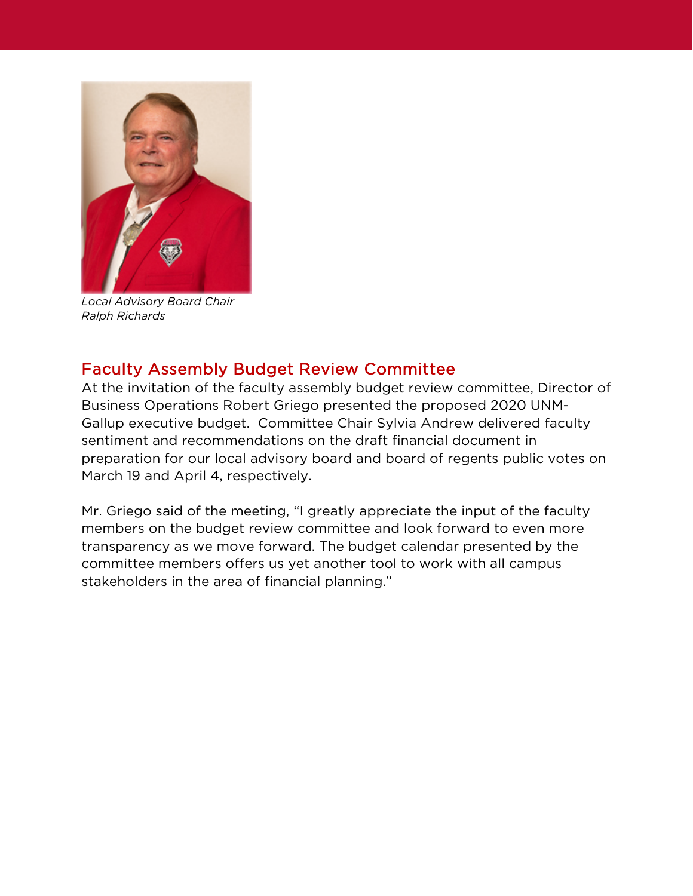*Local Advisory Board Chair Ralph Richards*

## Faculty Assembly Budget Review Committee

At the invitation of the faculty assembly budget review committee, Director of Business Operations Robert Griego presented the proposed 2020 UNM-Gallup executive budget. Committee Chair Sylvia Andrew delivered faculty sentiment and recommendations on the draft financial document in preparation for our local advisory board and board of regents public votes on March 19 and April 4, respectively.

Mr. Griego said of the meeting, "I greatly appreciate the input of the faculty members on the budget review committee and look forward to even more transparency as we move forward. The budget calendar presented by the committee members offers us yet another tool to work with all campus stakeholders in the area of financial planning."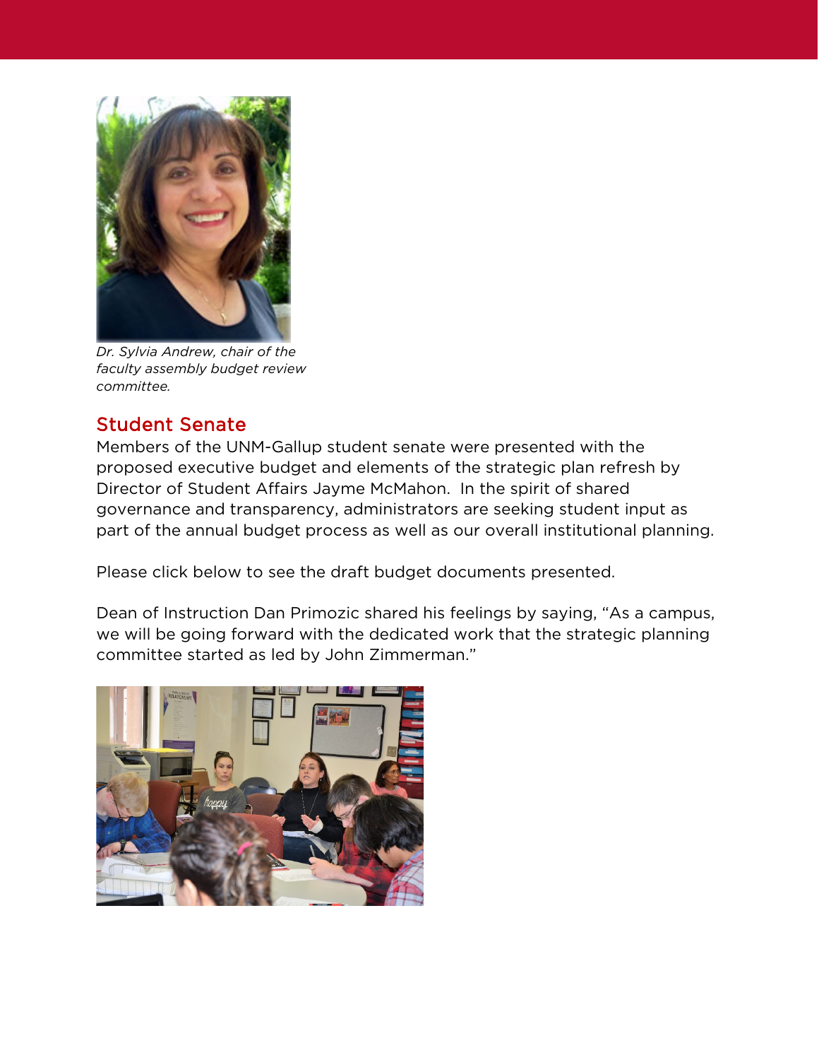*Dr. Sylvia Andrew, chair of the faculty assembly budget review committee.*

## Student Senate

Members of the UNM-Gallup student senate were presented with the proposed executive budget and elements of the strategic plan refresh by Director of Student Affairs Jayme McMahon. In the spirit of shared governance and transparency, administrators are seeking student input as part of the annual budget process as well as our overall institutional planning.

Please click below to see the draft budget documents presented.

Dean of Instruction Dan Primozic shared his feelings by saying, "As a campus, we will be going forward with the dedicated work that the strategic planning committee started as led by John Zimmerman."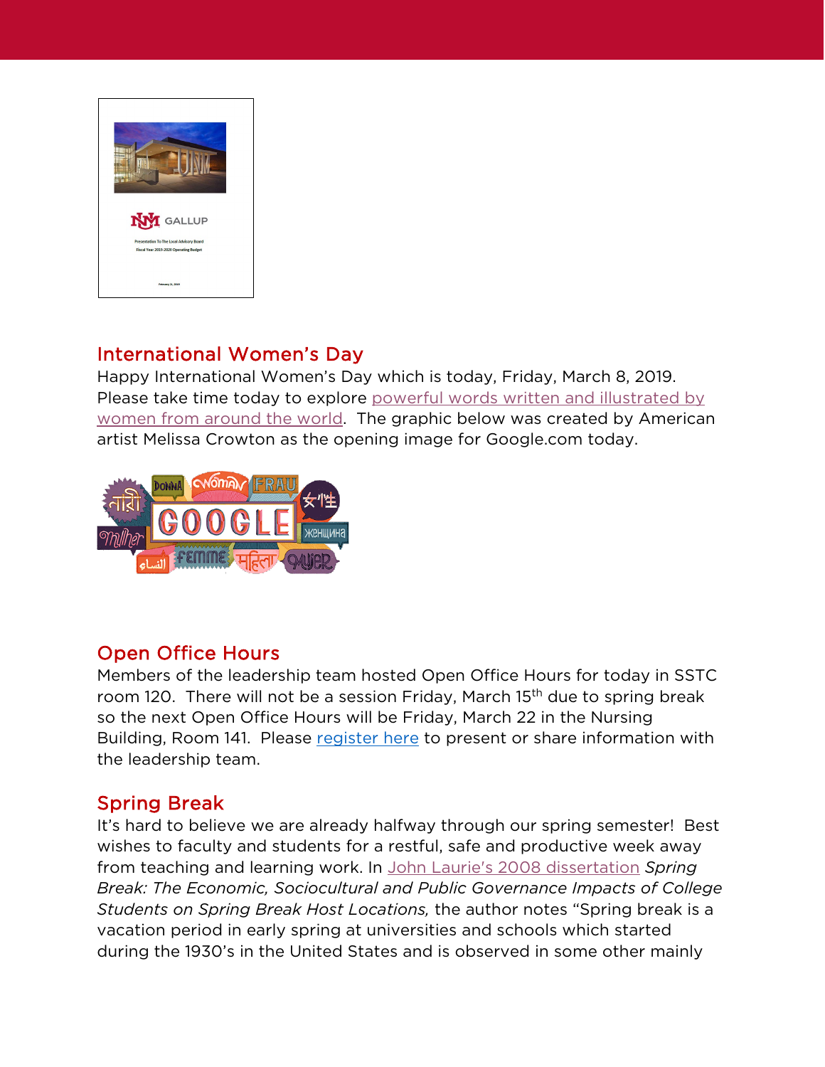## International Women's Day

Happy International Women's Day which is today, Friday, March 8, 2019. Please take time today to explore powerful words written and illustrated by women from around the world. The graphic below was created by American artist Melissa Crowton as the opening image for Google.com today.

## Open Office Hours

Members of the leadership team hosted Open Office Hours for today in SSTC room 120. There will not be a session Friday, March 15th due to spring break so the next Open Office Hours will be Friday, March 22 in the Nursing Building, Room 141. Please register here to present or share information with the leadership team.

## Spring Break

It's hard to believe we are already halfway through our spring semester! Best wishes to faculty and students for a restful, safe and productive week away from teaching and learning work. In John Laurie's 2008 dissertation *Spring Break: The Economic, Sociocultural and Public Governance Impacts of College Students on Spring Break Host Locations,* the author notes "Spring break is a vacation period in early spring at universities and schools which started during the 1930's in the United States and is observed in some other mainly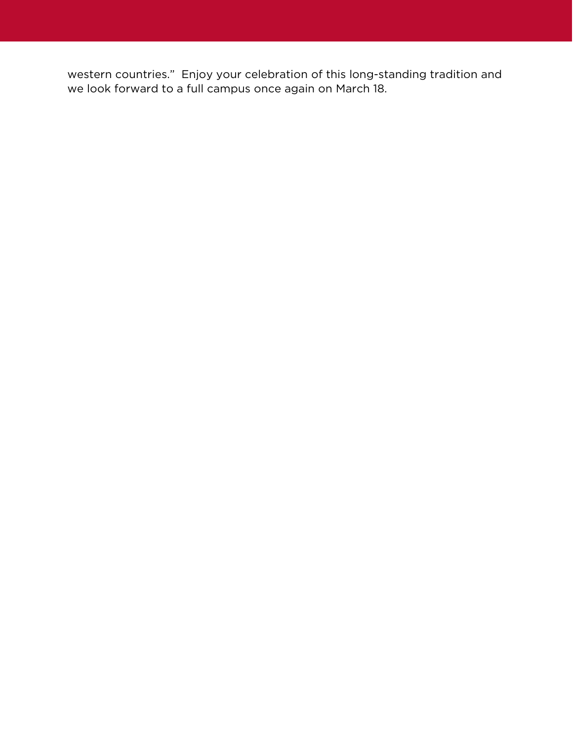western countries." Enjoy your celebration of this long-standing tradition and we look forward to a full campus once again on March 18.